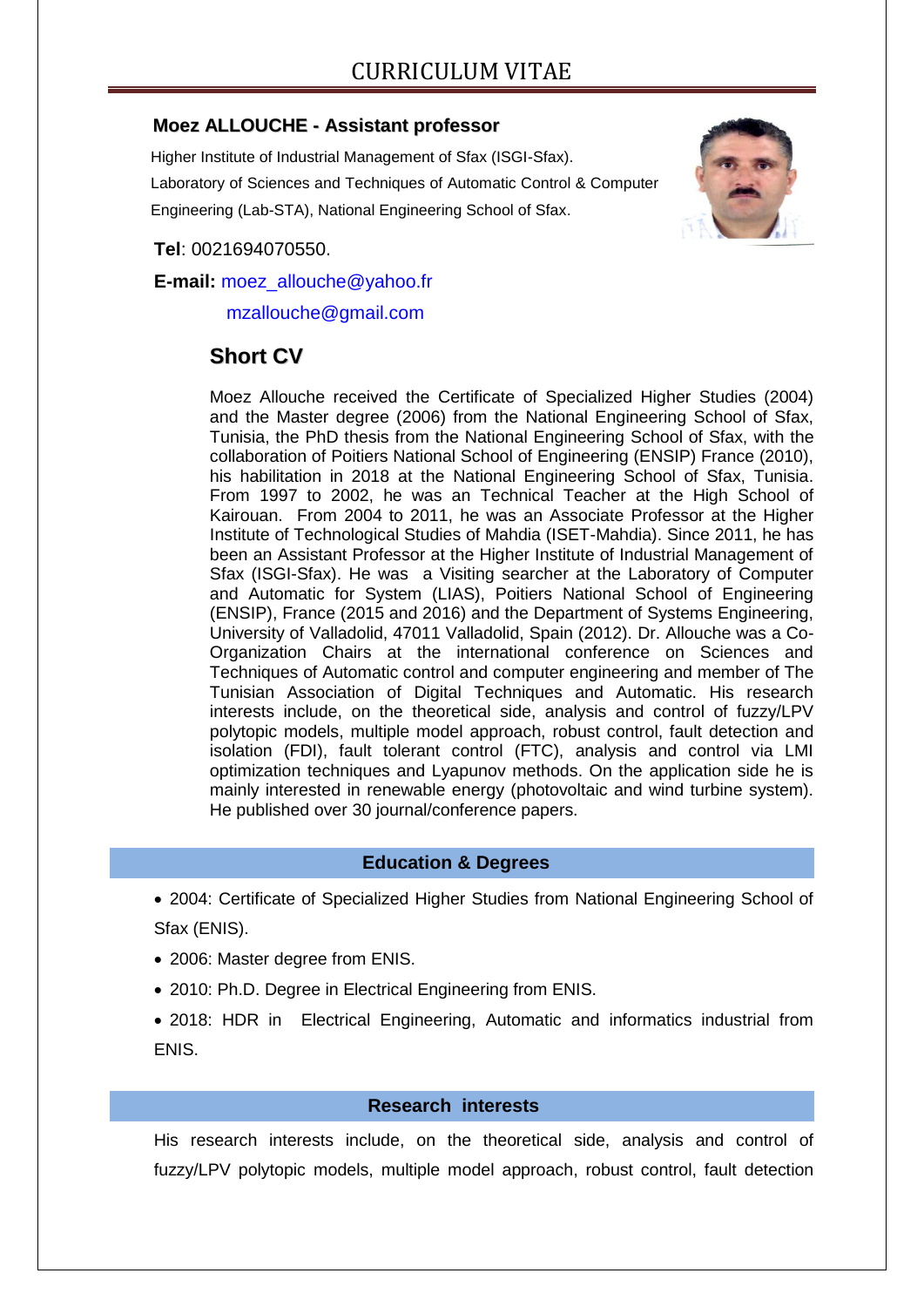# CURRICULUM VITAE

**Moez ALLOUCHE - Assistant professor**

Higher Institute of Industrial Management of Sfax (ISGI-Sfax).

Laboratory of Sciences and Techniques of Automatic Control & Computer Engineering (Lab-STA), National Engineering School of Sfax.

**Tel**: 0021694070550.

**E-mail:** moez_allouche@yahoo.fr

mzallouche@gmail.com

## Short CV

Moez Allouche received the Certificate of Specialized Higher Studies (2004) and the Master degree (2006) from the National Engineering School of Sfax, Tunisia, the PhD thesis from the National Engineering School of Sfax, with the collaboration of Poitiers National School of Engineering (ENSIP) France (2010), his habilitation in 2018 at the National Engineering School of Sfax, Tunisia. From 1997 to 2002, he was an Technical Teacher at the High School of Kairouan. From 2004 to 2011, he was an Associate Professor at the Higher Institute of Technological Studies of Mahdia (ISET-Mahdia). Since 2011, he has been an Assistant Professor at the Higher Institute of Industrial Management of Sfax (ISGI-Sfax). He was a Visiting searcher at the Laboratory of Computer and Automatic for System (LIAS), Poitiers National School of Engineering (ENSIP), France (2015 and 2016) and the Department of Systems Engineering, University of Valladolid, 47011 Valladolid, Spain (2012). Dr. Allouche was a Co-Organization Chairs at the international conference on Sciences and Techniques of Automatic control and computer engineering and member of The Tunisian Association of Digital Techniques and Automatic. His research interests include, on the theoretical side, analysis and control of fuzzy/LPV polytopic models, multiple model approach, robust control, fault detection and isolation (FDI), fault tolerant control (FTC), analysis and control via LMI optimization techniques and Lyapunov methods. On the application side he is mainly interested in renewable energy (photovoltaic and wind turbine system). He published over 30 journal/conference papers.

## Education & Degrees

- 2004: Certificate of Specialized Higher Studies from National Engineering School of Sfax (ENIS).
- 2006: Master degree from ENIS.
- 2010: Ph.D. Degree in Electrical Engineering from ENIS.
- 2018: HDR in Electrical Engineering, Automatic and informatics industrial from ENIS.

## Research interests

His research interests include, on the theoretical side, analysis and control of fuzzy/LPV polytopic models, multiple model approach, robust control, fault detection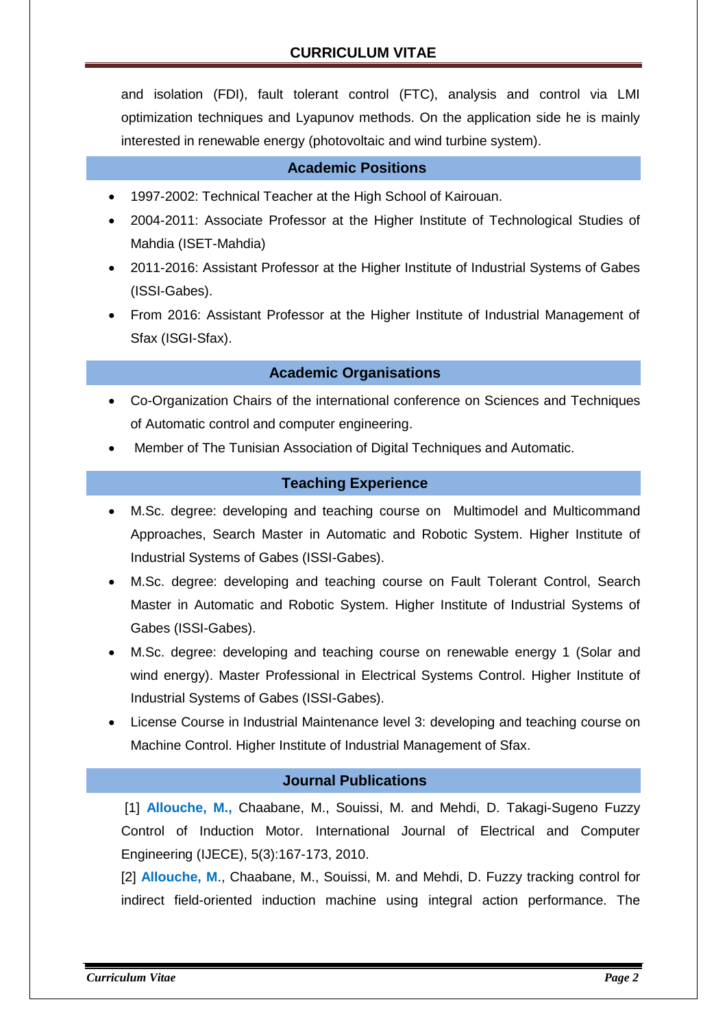and isolation (FDI), fault tolerant control (FTC), analysis and control via LMI optimization techniques and Lyapunov methods. On the application side he is mainly interested in renewable energy (photovoltaic and wind turbine system).

## Academic Positions

- 1997-2002: Technical Teacher at the High School of Kairouan.
- 2004-2011: Associate Professor at the Higher Institute of Technological Studies of Mahdia (ISET-Mahdia)
- 2011-2016: Assistant Professor at the Higher Institute of Industrial Systems of Gabes (ISSI-Gabes).
- From 2016: Assistant Professor at the Higher Institute of Industrial Management of Sfax (ISGI-Sfax).

## Academic Organisations

- Co-Organization Chairs of the international conference on Sciences and Techniques of Automatic control and computer engineering.
- Member of The Tunisian Association of Digital Techniques and Automatic.

## Teaching Experience

- M.Sc. degree: developing and teaching course on Multimodel and Multicommand Approaches, Search Master in Automatic and Robotic System. Higher Institute of Industrial Systems of Gabes (ISSI-Gabes).
- M.Sc. degree: developing and teaching course on Fault Tolerant Control, Search Master in Automatic and Robotic System. Higher Institute of Industrial Systems of Gabes (ISSI-Gabes).
- M.Sc. degree: developing and teaching course on renewable energy 1 (Solar and wind energy). Master Professional in Electrical Systems Control. Higher Institute of Industrial Systems of Gabes (ISSI-Gabes).
- License Course in Industrial Maintenance level 3: developing and teaching course on Machine Control. Higher Institute of Industrial Management of Sfax.

## Journal Publications

[1] **Allouche, M.,** Chaabane, M., Souissi, M. and Mehdi, D. Takagi-Sugeno Fuzzy Control of Induction Motor. International Journal of Electrical and Computer Engineering (IJECE), 5(3):167-173, 2010.

[2] **Allouche, M**., Chaabane, M., Souissi, M. and Mehdi, D. Fuzzy tracking control for indirect field-oriented induction machine using integral action performance. The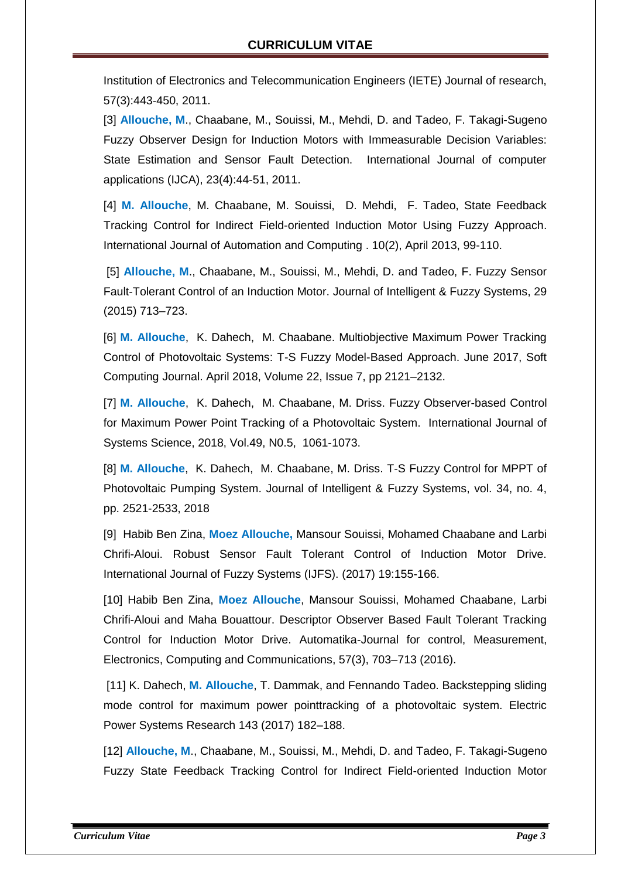Institution of Electronics and Telecommunication Engineers (IETE) Journal of research, 57(3):443-450, 2011.

[3] **Allouche, M**., Chaabane, M., Souissi, M., Mehdi, D. and Tadeo, F. Takagi-Sugeno Fuzzy Observer Design for Induction Motors with Immeasurable Decision Variables: State Estimation and Sensor Fault Detection. International Journal of computer applications (IJCA), 23(4):44-51, 2011.

[4] **M. Allouche**, M. Chaabane, M. Souissi, D. Mehdi, F. Tadeo, State Feedback Tracking Control for Indirect Field-oriented Induction Motor Using Fuzzy Approach. International Journal of Automation and Computing . 10(2), April 2013, 99-110.

[5] **Allouche, M.**, Chaabane, M., Souissi, M., Mehdi, D. and Tadeo, F. Fuzzy Sensor Fault-Tolerant Control of an Induction Motor. Journal of Intelligent & Fuzzy Systems, 29 (2015) 713–723.

[6] **M. Allouche**, K. Dahech, M. Chaabane. Multiobjective Maximum Power Tracking Control of Photovoltaic Systems: T-S Fuzzy Model-Based Approach. June 2017, Soft Computing Journal. April 2018, Volume 22, Issue 7, pp 2121–2132.

[7] **M. Allouche**, K. Dahech, M. Chaabane, M. Driss. Fuzzy Observer-based Control for Maximum Power Point Tracking of a Photovoltaic System. International Journal of Systems Science, 2018, Vol.49, N0.5, 1061-1073.

[8] **M. Allouche**, K. Dahech, M. Chaabane, M. Driss. T-S Fuzzy Control for MPPT of Photovoltaic Pumping System. Journal of Intelligent & Fuzzy Systems, vol. 34, no. 4, pp. 2521-2533, 2018

[9] Habib Ben Zina, **Moez Allouche,** Mansour Souissi, Mohamed Chaabane and Larbi Chrifi-Aloui. Robust Sensor Fault Tolerant Control of Induction Motor Drive. International Journal of Fuzzy Systems (IJFS). (2017) 19:155-166.

[10] Habib Ben Zina, **Moez Allouche**, Mansour Souissi, Mohamed Chaabane, Larbi Chrifi-Aloui and Maha Bouattour. Descriptor Observer Based Fault Tolerant Tracking Control for Induction Motor Drive. Automatika-Journal for control, Measurement, Electronics, Computing and Communications, 57(3), 703–713 (2016).

[11] K. Dahech, **M. Allouche**, T. Dammak, and Fennando Tadeo. Backstepping sliding mode control for maximum power pointtracking of a photovoltaic system. Electric Power Systems Research 143 (2017) 182–188.

[12] **Allouche, M.**, Chaabane, M., Souissi, M., Mehdi, D. and Tadeo, F. Takagi-Sugeno Fuzzy State Feedback Tracking Control for Indirect Field-oriented Induction Motor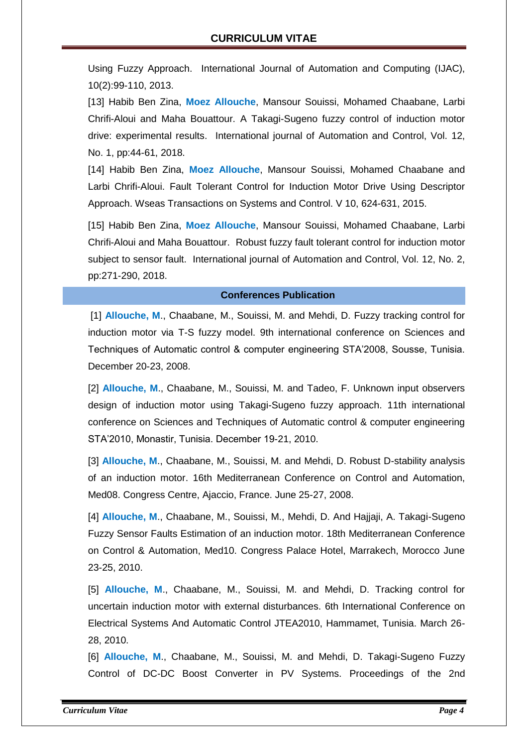Using Fuzzy Approach. International Journal of Automation and Computing (IJAC), 10(2):99-110, 2013.

[13] Habib Ben Zina, **Moez Allouche**, Mansour Souissi, Mohamed Chaabane, Larbi Chrifi-Aloui and Maha Bouattour. A Takagi-Sugeno fuzzy control of induction motor drive: experimental results. International journal of Automation and Control, Vol. 12, No. 1, pp:44-61, 2018.

[14] Habib Ben Zina, **Moez Allouche**, Mansour Souissi, Mohamed Chaabane and Larbi Chrifi-Aloui. Fault Tolerant Control for Induction Motor Drive Using Descriptor Approach. Wseas Transactions on Systems and Control. V 10, 624-631, 2015.

[15] Habib Ben Zina, **Moez Allouche**, Mansour Souissi, Mohamed Chaabane, Larbi Chrifi-Aloui and Maha Bouattour. Robust fuzzy fault tolerant control for induction motor subject to sensor fault. International journal of Automation and Control, Vol. 12, No. 2, pp:271-290, 2018.

## Conferences Publication

[1] **Allouche, M.**, Chaabane, M., Souissi, M. and Mehdi, D. Fuzzy tracking control for induction motor via T-S fuzzy model. 9th international conference on Sciences and Techniques of Automatic control & computer engineering STA'2008, Sousse, Tunisia. December 20-23, 2008.

[2] **Allouche, M.**, Chaabane, M., Souissi, M. and Tadeo, F. Unknown input observers design of induction motor using Takagi-Sugeno fuzzy approach. 11th international conference on Sciences and Techniques of Automatic control & computer engineering STA'2010, Monastir, Tunisia. December 19-21, 2010.

[3] **Allouche, M.**, Chaabane, M., Souissi, M. and Mehdi, D. Robust D-stability analysis of an induction motor. 16th Mediterranean Conference on Control and Automation, Med08. Congress Centre, Ajaccio, France. June 25-27, 2008.

[4] **Allouche, M.**, Chaabane, M., Souissi, M., Mehdi, D. And Hajjaji, A. Takagi-Sugeno Fuzzy Sensor Faults Estimation of an induction motor. 18th Mediterranean Conference on Control & Automation, Med10. Congress Palace Hotel, Marrakech, Morocco June 23-25, 2010.

[5] **Allouche, M.**, Chaabane, M., Souissi, M. and Mehdi, D. Tracking control for uncertain induction motor with external disturbances. 6th International Conference on Electrical Systems And Automatic Control JTEA2010, Hammamet, Tunisia. March 26-28, 2010.

[6] **Allouche, M.**, Chaabane, M., Souissi, M. and Mehdi, D. Takagi-Sugeno Fuzzy Control of DC-DC Boost Converter in PV Systems. Proceedings of the 2nd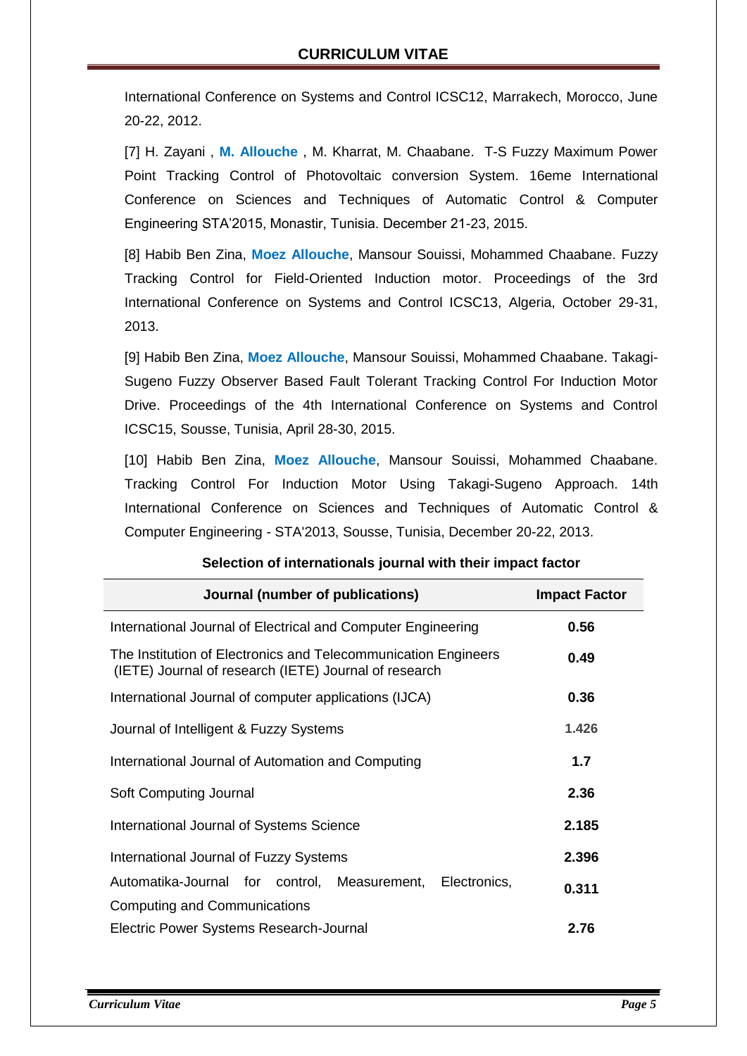International Conference on Systems and Control ICSC12, Marrakech, Morocco, June 20-22, 2012.

[7] H. Zayani , **M. Allouche** , M. Kharrat, M. Chaabane. T-S Fuzzy Maximum Power Point Tracking Control of Photovoltaic conversion System. 16eme International Conference on Sciences and Techniques of Automatic Control & Computer Engineering STA'2015, Monastir, Tunisia. December 21-23, 2015.

[8] Habib Ben Zina, **Moez Allouche**, Mansour Souissi, Mohammed Chaabane. Fuzzy Tracking Control for Field-Oriented Induction motor. Proceedings of the 3rd International Conference on Systems and Control ICSC13, Algeria, October 29-31, 2013.

[9] Habib Ben Zina, **Moez Allouche**, Mansour Souissi, Mohammed Chaabane. Takagi-Sugeno Fuzzy Observer Based Fault Tolerant Tracking Control For Induction Motor Drive. Proceedings of the 4th International Conference on Systems and Control ICSC15, Sousse, Tunisia, April 28-30, 2015.

[10] Habib Ben Zina, **Moez Allouche**, Mansour Souissi, Mohammed Chaabane. Tracking Control For Induction Motor Using Takagi-Sugeno Approach. 14th International Conference on Sciences and Techniques of Automatic Control & Computer Engineering - STA'2013, Sousse, Tunisia, December 20-22, 2013.

**Selection of internationals journal with their impact factor**

| Journal (number of publications) | Impact Factor |
| --- | --- |
| International Journal of Electrical and Computer Engineering | **0.56** |
| The Institution of Electronics and Telecommunication Engineers (IETE) Journal of research (IETE) Journal of research | **0.49** |
| International Journal of computer applications (IJCA) | **0.36** |
| Journal of Intelligent & Fuzzy Systems | **1.426** |
| International Journal of Automation and Computing | **1.7** |
| Soft Computing Journal | **2.36** |
| International Journal of Systems Science | **2.185** |
| International Journal of Fuzzy Systems | **2.396** |
| Automatika-Journal for control, Measurement, Electronics, Computing and Communications | **0.311** |
| Electric Power Systems Research-Journal | **2.76** |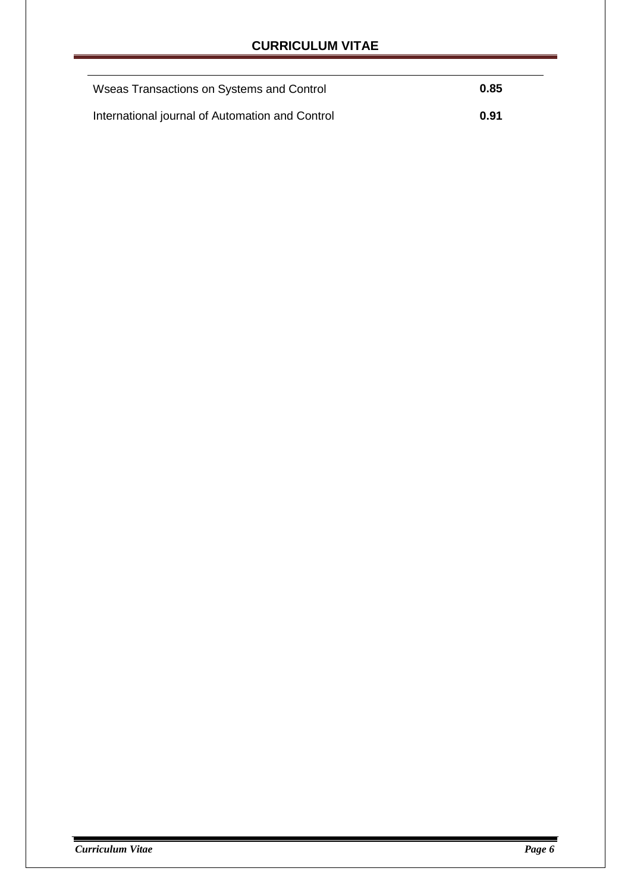| | |
|---|---|
| Wseas Transactions on Systems and Control | **0.85** |
| International journal of Automation and Control | **0.91** |